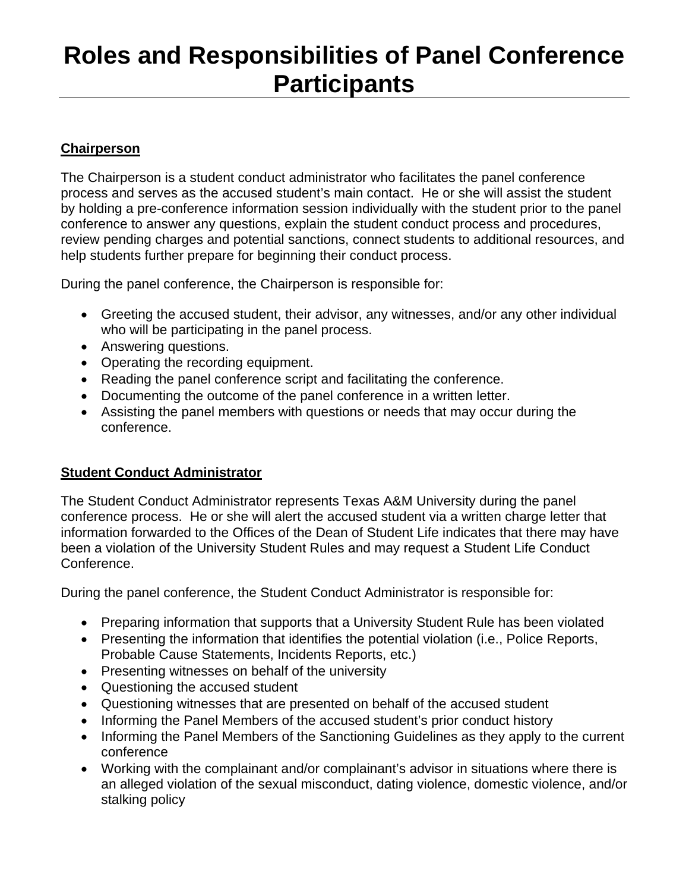# Roles and Responsibilities of Panel Conference Participants

**Chairperson**

The Chairperson is a student conduct administrator who facilitates the panel conference process and serves as the accused student's main contact. He or she will assist the student by holding a pre-conference information session individually with the student prior to the panel conference to answer any questions, explain the student conduct process and procedures, review pending charges and potential sanctions, connect students to additional resources, and help students further prepare for beginning their conduct process.

During the panel conference, the Chairperson is responsible for:

- Greeting the accused student, their advisor, any witnesses, and/or any other individual who will be participating in the panel process.
- Answering questions.
- Operating the recording equipment.
- Reading the panel conference script and facilitating the conference.
- Documenting the outcome of the panel conference in a written letter.
- Assisting the panel members with questions or needs that may occur during the conference.

**Student Conduct Administrator**

The Student Conduct Administrator represents Texas A&M University during the panel conference process. He or she will alert the accused student via a written charge letter that information forwarded to the Offices of the Dean of Student Life indicates that there may have been a violation of the University Student Rules and may request a Student Life Conduct Conference.

During the panel conference, the Student Conduct Administrator is responsible for:

- Preparing information that supports that a University Student Rule has been violated
- Presenting the information that identifies the potential violation (i.e., Police Reports, Probable Cause Statements, Incidents Reports, etc.)
- Presenting witnesses on behalf of the university
- Questioning the accused student
- Questioning witnesses that are presented on behalf of the accused student
- Informing the Panel Members of the accused student's prior conduct history
- Informing the Panel Members of the Sanctioning Guidelines as they apply to the current conference
- Working with the complainant and/or complainant's advisor in situations where there is an alleged violation of the sexual misconduct, dating violence, domestic violence, and/or stalking policy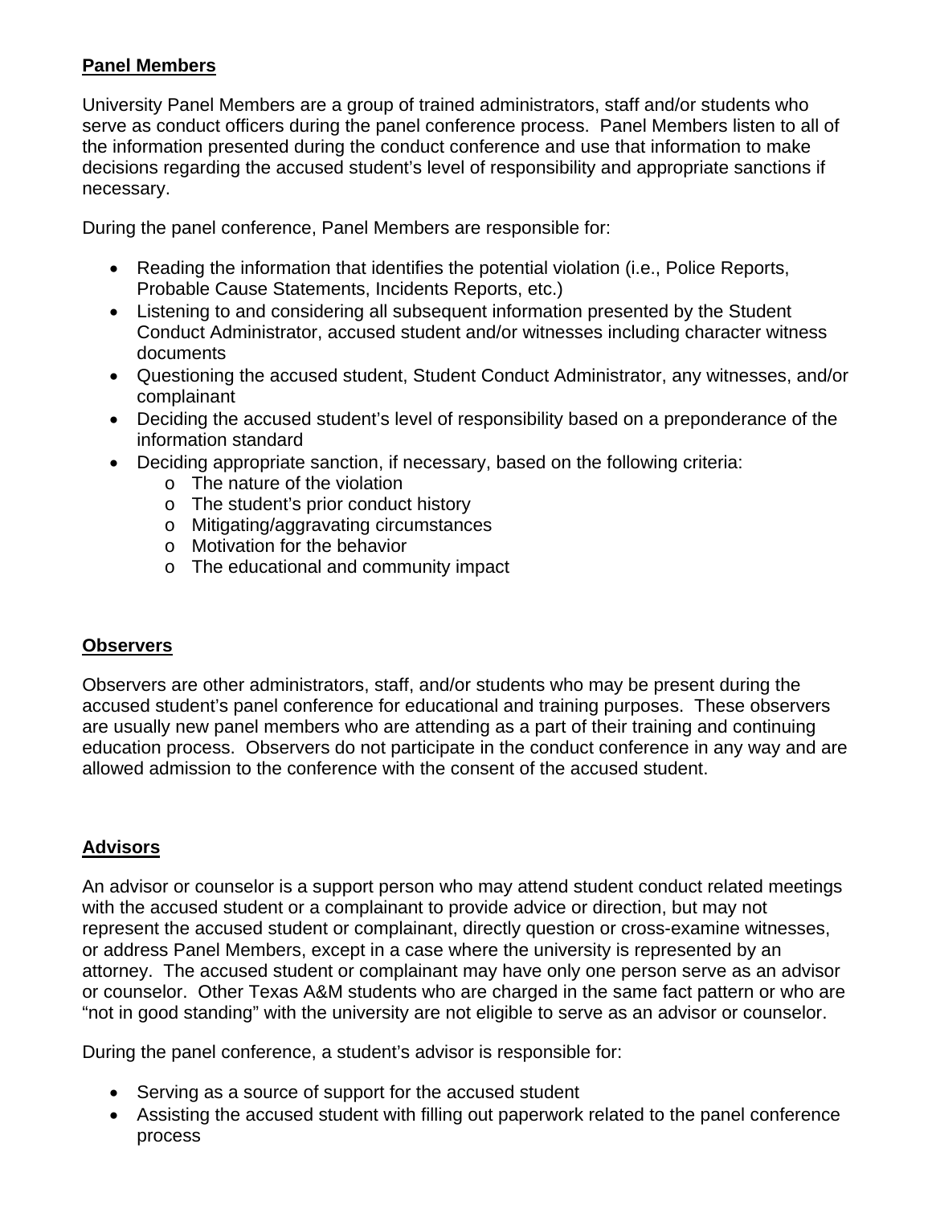**Panel Members**

University Panel Members are a group of trained administrators, staff and/or students who serve as conduct officers during the panel conference process. Panel Members listen to all of the information presented during the conduct conference and use that information to make decisions regarding the accused student's level of responsibility and appropriate sanctions if necessary.

During the panel conference, Panel Members are responsible for:

- Reading the information that identifies the potential violation (i.e., Police Reports, Probable Cause Statements, Incidents Reports, etc.)
- Listening to and considering all subsequent information presented by the Student Conduct Administrator, accused student and/or witnesses including character witness documents
- Questioning the accused student, Student Conduct Administrator, any witnesses, and/or complainant
- Deciding the accused student's level of responsibility based on a preponderance of the information standard
- Deciding appropriate sanction, if necessary, based on the following criteria:
    - The nature of the violation
    - The student's prior conduct history
    - Mitigating/aggravating circumstances
    - Motivation for the behavior
    - The educational and community impact

**Observers**

Observers are other administrators, staff, and/or students who may be present during the accused student's panel conference for educational and training purposes. These observers are usually new panel members who are attending as a part of their training and continuing education process. Observers do not participate in the conduct conference in any way and are allowed admission to the conference with the consent of the accused student.

**Advisors**

An advisor or counselor is a support person who may attend student conduct related meetings with the accused student or a complainant to provide advice or direction, but may not represent the accused student or complainant, directly question or cross-examine witnesses, or address Panel Members, except in a case where the university is represented by an attorney. The accused student or complainant may have only one person serve as an advisor or counselor. Other Texas A&M students who are charged in the same fact pattern or who are "not in good standing" with the university are not eligible to serve as an advisor or counselor.

During the panel conference, a student's advisor is responsible for:

- Serving as a source of support for the accused student
- Assisting the accused student with filling out paperwork related to the panel conference process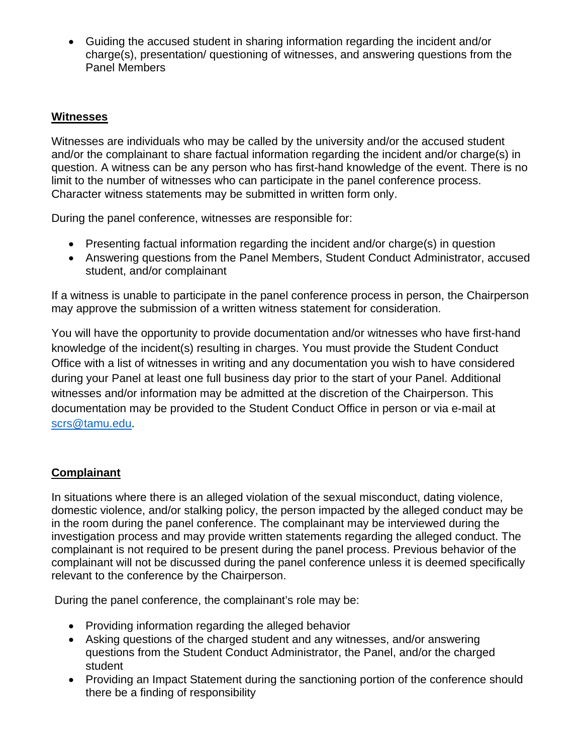- Guiding the accused student in sharing information regarding the incident and/or charge(s), presentation/ questioning of witnesses, and answering questions from the Panel Members

## Witnesses

Witnesses are individuals who may be called by the university and/or the accused student and/or the complainant to share factual information regarding the incident and/or charge(s) in question. A witness can be any person who has first-hand knowledge of the event. There is no limit to the number of witnesses who can participate in the panel conference process. Character witness statements may be submitted in written form only.

During the panel conference, witnesses are responsible for:

- Presenting factual information regarding the incident and/or charge(s) in question
- Answering questions from the Panel Members, Student Conduct Administrator, accused student, and/or complainant

If a witness is unable to participate in the panel conference process in person, the Chairperson may approve the submission of a written witness statement for consideration.

You will have the opportunity to provide documentation and/or witnesses who have first-hand knowledge of the incident(s) resulting in charges. You must provide the Student Conduct Office with a list of witnesses in writing and any documentation you wish to have considered during your Panel at least one full business day prior to the start of your Panel. Additional witnesses and/or information may be admitted at the discretion of the Chairperson. This documentation may be provided to the Student Conduct Office in person or via e-mail at scrs@tamu.edu.

## Complainant

In situations where there is an alleged violation of the sexual misconduct, dating violence, domestic violence, and/or stalking policy, the person impacted by the alleged conduct may be in the room during the panel conference. The complainant may be interviewed during the investigation process and may provide written statements regarding the alleged conduct. The complainant is not required to be present during the panel process. Previous behavior of the complainant will not be discussed during the panel conference unless it is deemed specifically relevant to the conference by the Chairperson.

During the panel conference, the complainant's role may be:

- Providing information regarding the alleged behavior
- Asking questions of the charged student and any witnesses, and/or answering questions from the Student Conduct Administrator, the Panel, and/or the charged student
- Providing an Impact Statement during the sanctioning portion of the conference should there be a finding of responsibility